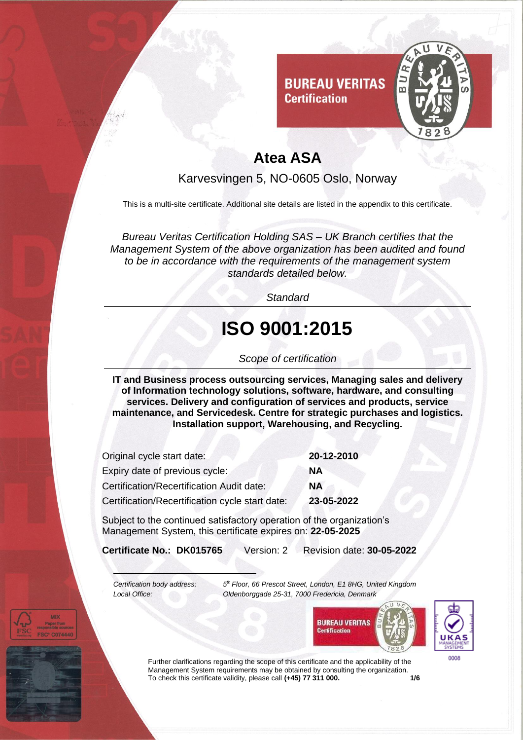**BUREAU VERITAS**
**Certification**

# Atea ASA

Karvesvingen 5, NO-0605 Oslo, Norway

This is a multi-site certificate. Additional site details are listed in the appendix to this certificate.

*Bureau Veritas Certification Holding SAS – UK Branch certifies that the Management System of the above organization has been audited and found to be in accordance with the requirements of the management system standards detailed below.*

*Standard*

# ISO 9001:2015

*Scope of certification*

**IT and Business process outsourcing services, Managing sales and delivery of Information technology solutions, software, hardware, and consulting services. Delivery and configuration of services and products, service maintenance, and Servicedesk. Centre for strategic purchases and logistics. Installation support, Warehousing, and Recycling.**

| | |
|---|---|
| Original cycle start date: | **20-12-2010** |
| Expiry date of previous cycle: | **NA** |
| Certification/Recertification Audit date: | **NA** |
| Certification/Recertification cycle start date: | **23-05-2022** |

Subject to the continued satisfactory operation of the organization's Management System, this certificate expires on: **22-05-2025**

**Certificate No.: DK015765** Version: 2 Revision date: **30-05-2022**

*Certification body address:* *5th Floor, 66 Prescot Street, London, E1 8HG, United Kingdom*
*Local Office:* *Oldenborggade 25-31, 7000 Fredericia, Denmark*

UKAS MANAGEMENT SYSTEMS 0008

Further clarifications regarding the scope of this certificate and the applicability of the Management System requirements may be obtained by consulting the organization.
To check this certificate validity, please call **(+45) 77 311 000.**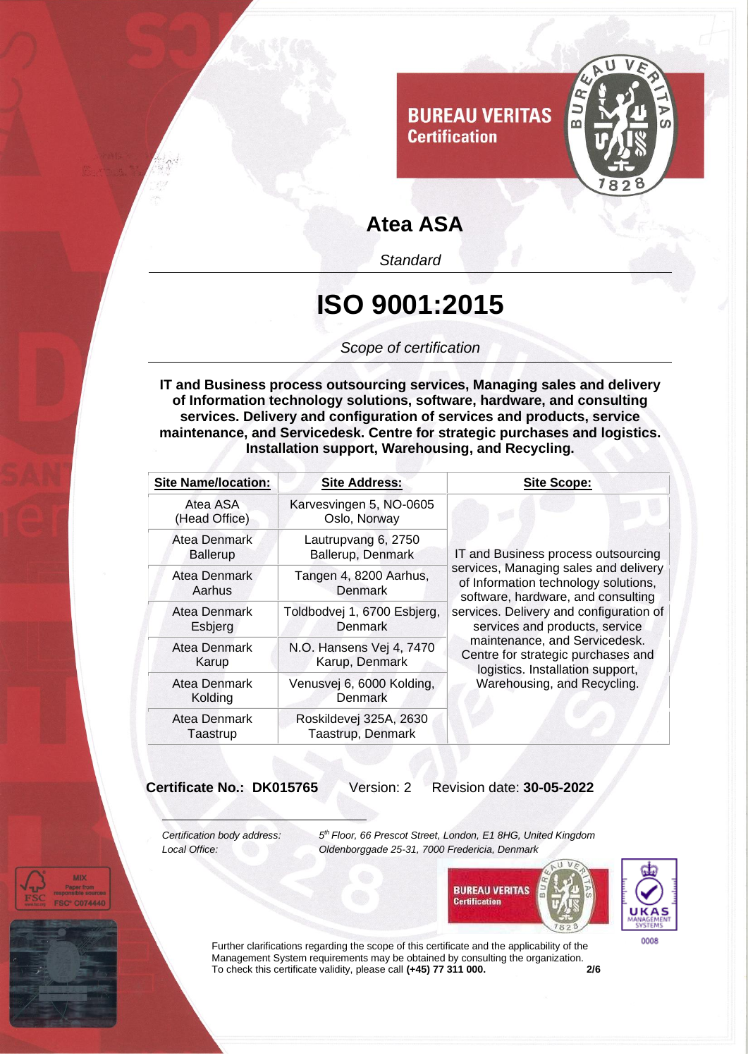BUREAU VERITAS
Certification

# Atea ASA

*Standard*

# ISO 9001:2015

*Scope of certification*

**IT and Business process outsourcing services, Managing sales and delivery of Information technology solutions, software, hardware, and consulting services. Delivery and configuration of services and products, service maintenance, and Servicedesk. Centre for strategic purchases and logistics. Installation support, Warehousing, and Recycling.**

| Site Name/location: | Site Address: | Site Scope: |
| --- | --- | --- |
| Atea ASA (Head Office) | Karvesvingen 5, NO-0605 Oslo, Norway | IT and Business process outsourcing services, Managing sales and delivery of Information technology solutions, software, hardware, and consulting services. Delivery and configuration of services and products, service maintenance, and Servicedesk. Centre for strategic purchases and logistics. Installation support, Warehousing, and Recycling. |
| Atea Denmark Ballerup | Lautrupvang 6, 2750 Ballerup, Denmark | |
| Atea Denmark Aarhus | Tangen 4, 8200 Aarhus, Denmark | |
| Atea Denmark Esbjerg | Toldbodvej 1, 6700 Esbjerg, Denmark | |
| Atea Denmark Karup | N.O. Hansens Vej 4, 7470 Karup, Denmark | |
| Atea Denmark Kolding | Venusvej 6, 6000 Kolding, Denmark | |
| Atea Denmark Taastrup | Roskildevej 325A, 2630 Taastrup, Denmark | |

**Certificate No.: DK015765** Version: 2 Revision date: **30-05-2022**

*Certification body address:* *5th Floor, 66 Prescot Street, London, E1 8HG, United Kingdom*
*Local Office:* *Oldenborggade 25-31, 7000 Fredericia, Denmark*

Further clarifications regarding the scope of this certificate and the applicability of the Management System requirements may be obtained by consulting the organization.
To check this certificate validity, please call **(+45) 77 311 000.**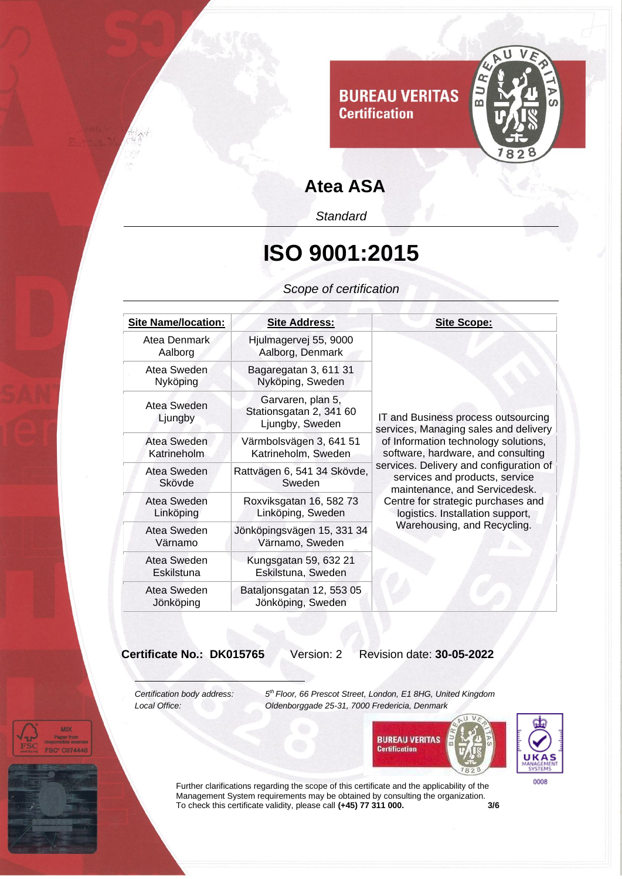BUREAU VERITAS
Certification

# Atea ASA

*Standard*

# ISO 9001:2015

*Scope of certification*

| Site Name/location: | Site Address: | Site Scope: |
|---|---|---|
| Atea Denmark Aalborg | Hjulmagervej 55, 9000 Aalborg, Denmark | IT and Business process outsourcing services, Managing sales and delivery of Information technology solutions, software, hardware, and consulting services. Delivery and configuration of services and products, service maintenance, and Servicedesk. Centre for strategic purchases and logistics. Installation support, Warehousing, and Recycling. |
| Atea Sweden Nyköping | Bagaregatan 3, 611 31 Nyköping, Sweden | |
| Atea Sweden Ljungby | Garvaren, plan 5, Stationsgatan 2, 341 60 Ljungby, Sweden | |
| Atea Sweden Katrineholm | Värmbolsvägen 3, 641 51 Katrineholm, Sweden | |
| Atea Sweden Skövde | Rattvägen 6, 541 34 Skövde, Sweden | |
| Atea Sweden Linköping | Roxviksgatan 16, 582 73 Linköping, Sweden | |
| Atea Sweden Värnamo | Jönköpingsvägen 15, 331 34 Värnamo, Sweden | |
| Atea Sweden Eskilstuna | Kungsgatan 59, 632 21 Eskilstuna, Sweden | |
| Atea Sweden Jönköping | Bataljonsgatan 12, 553 05 Jönköping, Sweden | |

**Certificate No.: DK015765** Version: 2 Revision date: **30-05-2022**

*Certification body address:* *5th Floor, 66 Prescot Street, London, E1 8HG, United Kingdom*
*Local Office:* *Oldenborggade 25-31, 7000 Fredericia, Denmark*

Further clarifications regarding the scope of this certificate and the applicability of the Management System requirements may be obtained by consulting the organization.
To check this certificate validity, please call **(+45) 77 311 000.**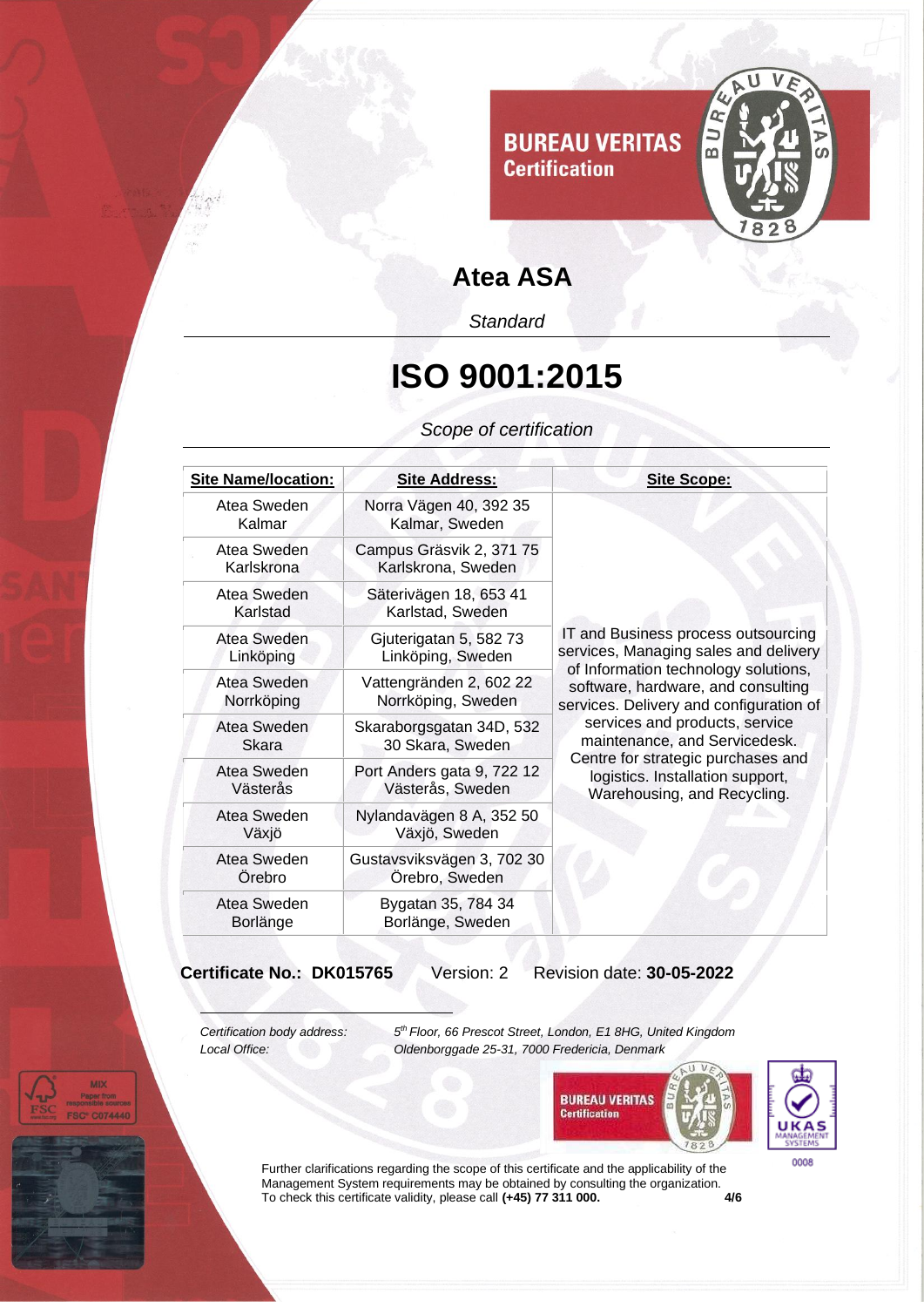BUREAU VERITAS
Certification

# Atea ASA

*Standard*

# ISO 9001:2015

*Scope of certification*

| Site Name/location: | Site Address: | Site Scope: |
|---|---|---|
| Atea Sweden Kalmar | Norra Vägen 40, 392 35 Kalmar, Sweden | IT and Business process outsourcing services, Managing sales and delivery of Information technology solutions, software, hardware, and consulting services. Delivery and configuration of services and products, service maintenance, and Servicedesk. Centre for strategic purchases and logistics. Installation support, Warehousing, and Recycling. |
| Atea Sweden Karlskrona | Campus Gräsvik 2, 371 75 Karlskrona, Sweden | |
| Atea Sweden Karlstad | Säterivägen 18, 653 41 Karlstad, Sweden | |
| Atea Sweden Linköping | Gjuterigatan 5, 582 73 Linköping, Sweden | |
| Atea Sweden Norrköping | Vattengränden 2, 602 22 Norrköping, Sweden | |
| Atea Sweden Skara | Skaraborgsgatan 34D, 532 30 Skara, Sweden | |
| Atea Sweden Västerås | Port Anders gata 9, 722 12 Västerås, Sweden | |
| Atea Sweden Växjö | Nylandavägen 8 A, 352 50 Växjö, Sweden | |
| Atea Sweden Örebro | Gustavsviksvägen 3, 702 30 Örebro, Sweden | |
| Atea Sweden Borlänge | Bygatan 35, 784 34 Borlänge, Sweden | |

**Certificate No.: DK015765** Version: 2 Revision date: **30-05-2022**

*Certification body address:* *5th Floor, 66 Prescot Street, London, E1 8HG, United Kingdom*
*Local Office:* *Oldenborggade 25-31, 7000 Fredericia, Denmark*

Further clarifications regarding the scope of this certificate and the applicability of the Management System requirements may be obtained by consulting the organization.
To check this certificate validity, please call **(+45) 77 311 000.**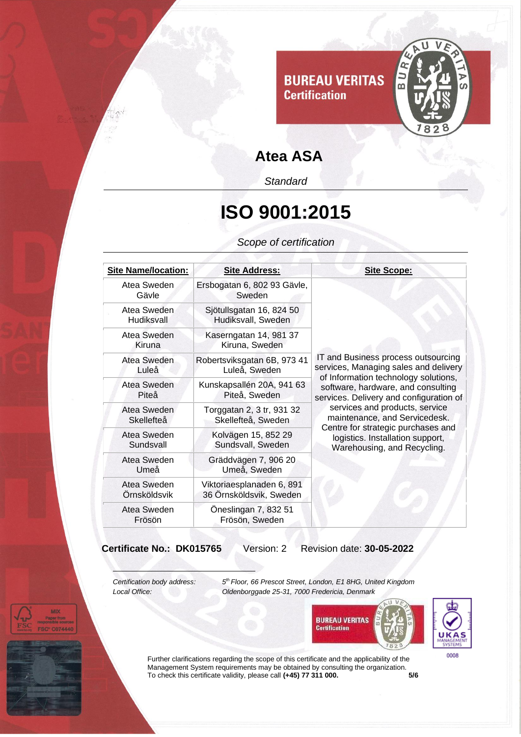**BUREAU VERITAS Certification**

# Atea ASA

*Standard*

# ISO 9001:2015

*Scope of certification*

| Site Name/location: | Site Address: | Site Scope: |
|---|---|---|
| Atea Sweden Gävle | Ersbogatan 6, 802 93 Gävle, Sweden | IT and Business process outsourcing services, Managing sales and delivery of Information technology solutions, software, hardware, and consulting services. Delivery and configuration of services and products, service maintenance, and Servicedesk. Centre for strategic purchases and logistics. Installation support, Warehousing, and Recycling. |
| Atea Sweden Hudiksvall | Sjötullsgatan 16, 824 50 Hudiksvall, Sweden | |
| Atea Sweden Kiruna | Kaserngatan 14, 981 37 Kiruna, Sweden | |
| Atea Sweden Luleå | Robertsviksgatan 6B, 973 41 Luleå, Sweden | |
| Atea Sweden Piteå | Kunskapsallén 20A, 941 63 Piteå, Sweden | |
| Atea Sweden Skellefteå | Torggatan 2, 3 tr, 931 32 Skellefteå, Sweden | |
| Atea Sweden Sundsvall | Kolvägen 15, 852 29 Sundsvall, Sweden | |
| Atea Sweden Umeå | Gräddvägen 7, 906 20 Umeå, Sweden | |
| Atea Sweden Örnsköldsvik | Viktoriaesplanaden 6, 891 36 Örnsköldsvik, Sweden | |
| Atea Sweden Frösön | Öneslingan 7, 832 51 Frösön, Sweden | |

**Certificate No.: DK015765** Version: 2 Revision date: **30-05-2022**

*Certification body address:* *5th Floor, 66 Prescot Street, London, E1 8HG, United Kingdom*
*Local Office:* *Oldenborggade 25-31, 7000 Fredericia, Denmark*

0008

Further clarifications regarding the scope of this certificate and the applicability of the Management System requirements may be obtained by consulting the organization.
To check this certificate validity, please call **(+45) 77 311 000.**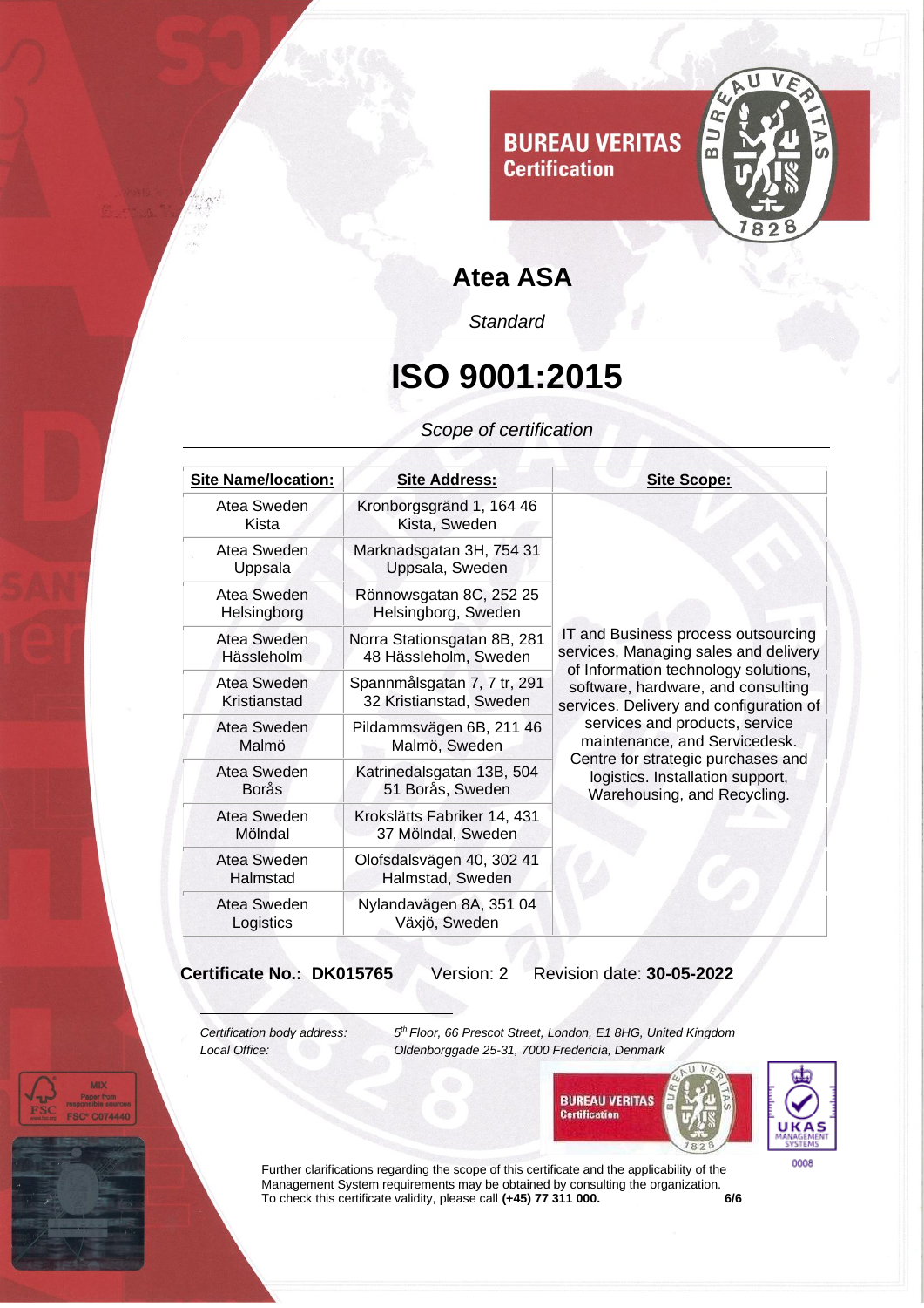BUREAU VERITAS
Certification

# Atea ASA

*Standard*

# ISO 9001:2015

*Scope of certification*

| Site Name/location: | Site Address: | Site Scope: |
|---|---|---|
| Atea Sweden Kista | Kronborgsgränd 1, 164 46 Kista, Sweden | IT and Business process outsourcing services, Managing sales and delivery of Information technology solutions, software, hardware, and consulting services. Delivery and configuration of services and products, service maintenance, and Servicedesk. Centre for strategic purchases and logistics. Installation support, Warehousing, and Recycling. |
| Atea Sweden Uppsala | Marknadsgatan 3H, 754 31 Uppsala, Sweden | |
| Atea Sweden Helsingborg | Rönnowsgatan 8C, 252 25 Helsingborg, Sweden | |
| Atea Sweden Hässleholm | Norra Stationsgatan 8B, 281 48 Hässleholm, Sweden | |
| Atea Sweden Kristianstad | Spannmålsgatan 7, 7 tr, 291 32 Kristianstad, Sweden | |
| Atea Sweden Malmö | Pildammsvägen 6B, 211 46 Malmö, Sweden | |
| Atea Sweden Borås | Katrinedalsgatan 13B, 504 51 Borås, Sweden | |
| Atea Sweden Mölndal | Krokslätts Fabriker 14, 431 37 Mölndal, Sweden | |
| Atea Sweden Halmstad | Olofsdalsvägen 40, 302 41 Halmstad, Sweden | |
| Atea Sweden Logistics | Nylandavägen 8A, 351 04 Växjö, Sweden | |

**Certificate No.: DK015765** Version: 2 Revision date: **30-05-2022**

*Certification body address:* *5th Floor, 66 Prescot Street, London, E1 8HG, United Kingdom*
*Local Office:* *Oldenborggade 25-31, 7000 Fredericia, Denmark*

BUREAU VERITAS Certification

UKAS MANAGEMENT SYSTEMS 0008

Further clarifications regarding the scope of this certificate and the applicability of the Management System requirements may be obtained by consulting the organization.
To check this certificate validity, please call **(+45) 77 311 000.**